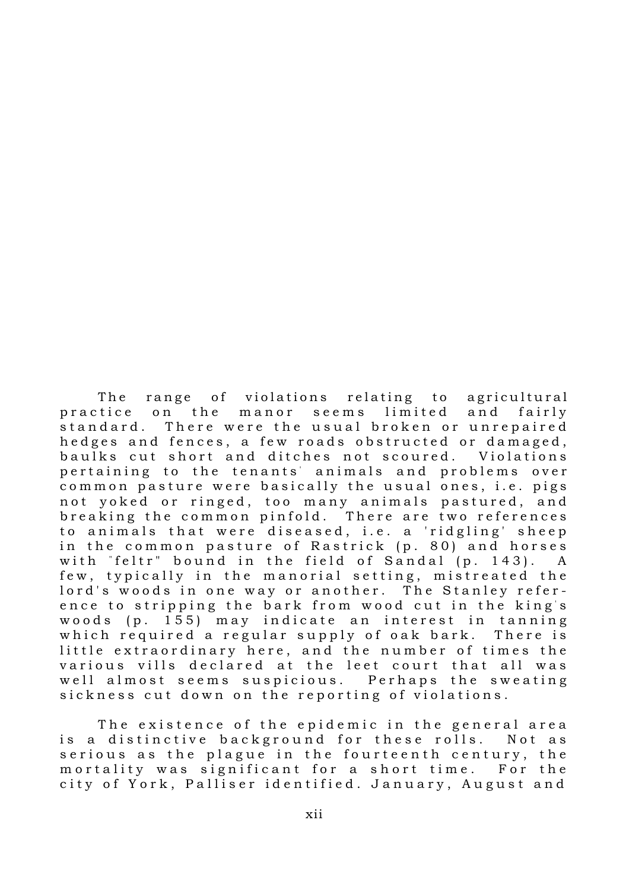The range of violations relating to agricultural practice on the manor seems limited and fairly standard. There were the usual broken or unrepaired hedges and fences, a few roads obstructed or damaged, baulks cut short and ditches not scoured. Violations pertaining to the tenants' animals and problems over common pasture were basically the usual ones, i.e. pigs not yoked or ringed, too many animals pastured, and breaking the common pinfold. There are two references to animals that were diseased, i.e. a 'ridgling' sheep in the common pasture of Rastrick (p. 80) and horses with "feltr" bound in the field of Sandal (p. 143). A few, typically in the manorial setting, mistreated the lord's woods in one way or another. The Stanley reference to stripping the bark from wood cut in the king's woods (p. 155) may indicate an interest in tanning which required a regular supply of oak bark. There is little extraordinary here, and the number of times the various vills declared at the leet court that all was well almost seems suspicious. Perhaps the sweating sickness cut down on the reporting of violations.

The existence of the epidemic in the general area is a distinctive background for these rolls. Not as serious as the plague in the fourteenth century, the mortality was significant for a short time. For the city of York, Palliser identified. January, August and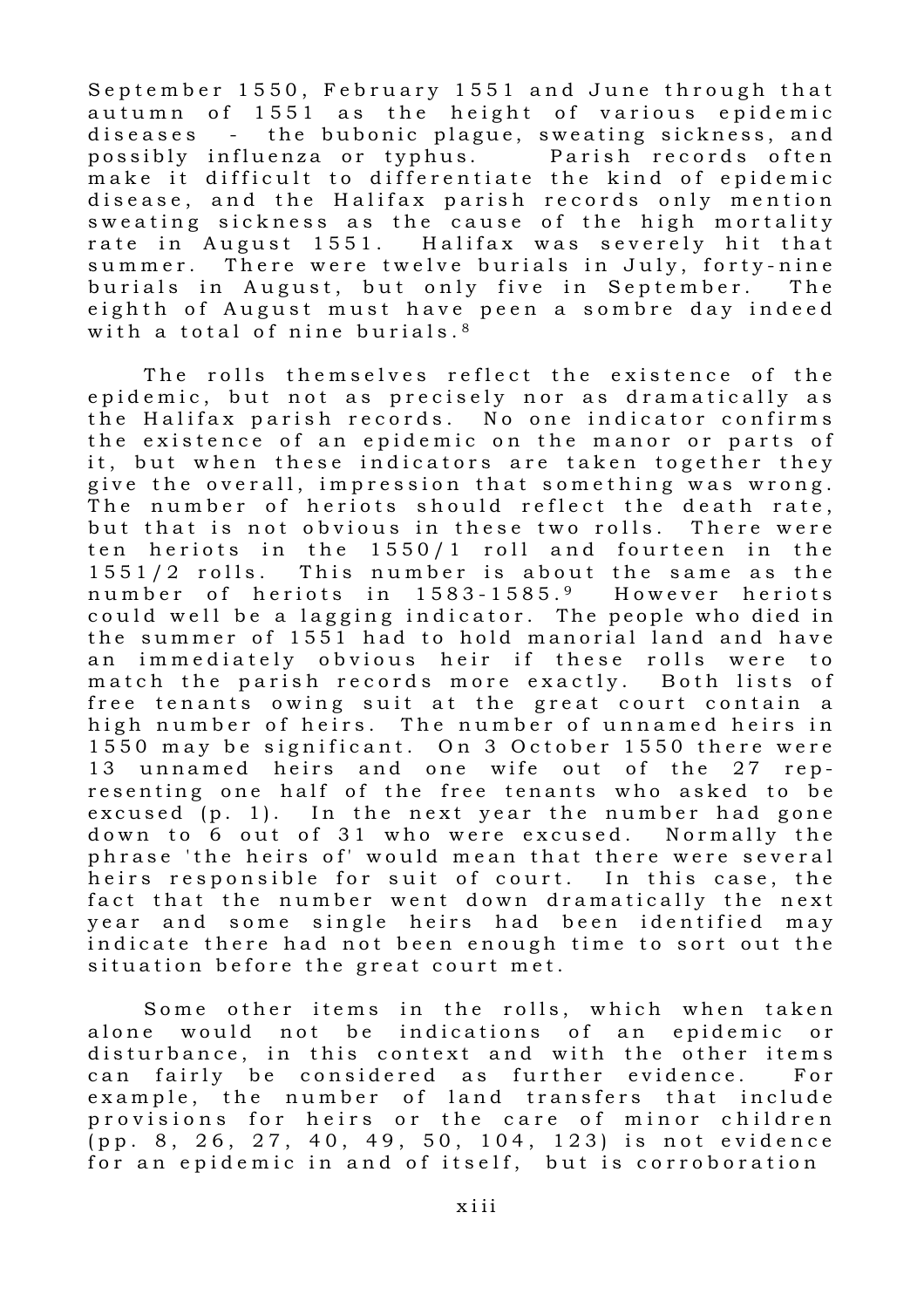September 1550, February 1551 and June through that autumn of 1551 as the height of various epidemic diseases - the bubonic plague, sweating sickness, and possibly influenza or typhus. Parish records often make it difficult to differentiate the kind of epidemic disease, and the Halifax parish records only mention sweating sickness as the cause of the high mortality rate in August 1551. Halifax was severely hit that summer. There were twelve burials in July, forty-nine burials in August, but only five in September. The eighth of August must have peen a sombre day indeed with a total of nine burials.[8]

The rolls themselves reflect the existence of the epidemic, but not as precisely nor as dramatically as the Halifax parish records. No one indicator confirms the existence of an epidemic on the manor or parts of it, but when these indicators are taken together they give the overall, impression that something was wrong. The number of heriots should reflect the death rate, but that is not obvious in these two rolls. There were ten heriots in the 1550/1 roll and fourteen in the 1551/2 rolls. This number is about the same as the number of heriots in 1583-1585.[9] However heriots could well be a lagging indicator. The people who died in the summer of 1551 had to hold manorial land and have an immediately obvious heir if these rolls were to match the parish records more exactly. Both lists of free tenants owing suit at the great court contain a high number of heirs. The number of unnamed heirs in 1550 may be significant. On 3 October 1550 there were 13 unnamed heirs and one wife out of the 27 representing one half of the free tenants who asked to be excused (p. 1). In the next year the number had gone down to 6 out of 31 who were excused. Normally the phrase 'the heirs of' would mean that there were several heirs responsible for suit of court. In this case, the fact that the number went down dramatically the next year and some single heirs had been identified may indicate there had not been enough time to sort out the situation before the great court met.

Some other items in the rolls, which when taken alone would not be indications of an epidemic or disturbance, in this context and with the other items can fairly be considered as further evidence. For example, the number of land transfers that include provisions for heirs or the care of minor children (pp. 8, 26, 27, 40, 49, 50, 104, 123) is not evidence for an epidemic in and of itself, but is corroboration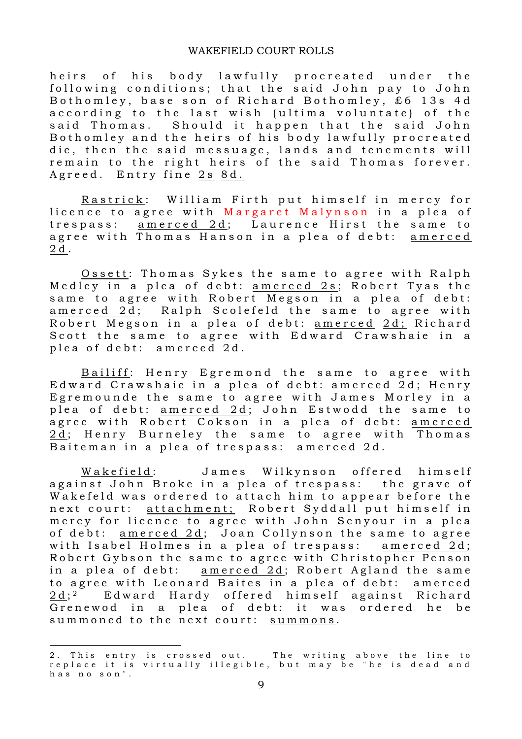heirs of his body lawfully procreated under the following conditions; that the said John pay to John Bothomley, base son of Richard Bothomley, £6 13s 4d according to the last wish (ultima voluntate) of the said Thomas. Should it happen that the said John Bothomley and the heirs of his body lawfully procreated die, then the said messuage, lands and tenements will remain to the right heirs of the said Thomas forever. Agreed. Entry fine 2s 8d.

Rastrick: William Firth put himself in mercy for licence to agree with Margaret Malynson in a plea of trespass: amerced 2d; Laurence Hirst the same to agree with Thomas Hanson in a plea of debt: amerced 2d.

Ossett: Thomas Sykes the same to agree with Ralph Medley in a plea of debt: amerced 2s; Robert Tyas the same to agree with Robert Megson in a plea of debt: amerced 2d; Ralph Scolefeld the same to agree with Robert Megson in a plea of debt: amerced 2d; Richard Scott the same to agree with Edward Crawshaie in a plea of debt: amerced 2d.

Bailiff: Henry Egremond the same to agree with Edward Crawshaie in a plea of debt: amerced 2d; Henry Egremounde the same to agree with James Morley in a plea of debt: amerced 2d; John Estwodd the same to agree with Robert Cokson in a plea of debt: amerced 2d; Henry Burneley the same to agree with Thomas Baiteman in a plea of trespass: amerced 2d.

Wakefield: James Wilkynson offered himself against John Broke in a plea of trespass: the grave of Wakefeld was ordered to attach him to appear before the next court: attachment; Robert Syddall put himself in mercy for licence to agree with John Senyour in a plea of debt: amerced 2d; Joan Collynson the same to agree with Isabel Holmes in a plea of trespass: amerced 2d; Robert Gybson the same to agree with Christopher Penson in a plea of debt: amerced 2d; Robert Agland the same to agree with Leonard Baites in a plea of debt: amerced 2d;[2] Edward Hardy offered himself against Richard Grenewod in a plea of debt: it was ordered he be summoned to the next court: summons.

---

2. This entry is crossed out. The writing above the line to replace it is virtually illegible, but may be "he is dead and has no son".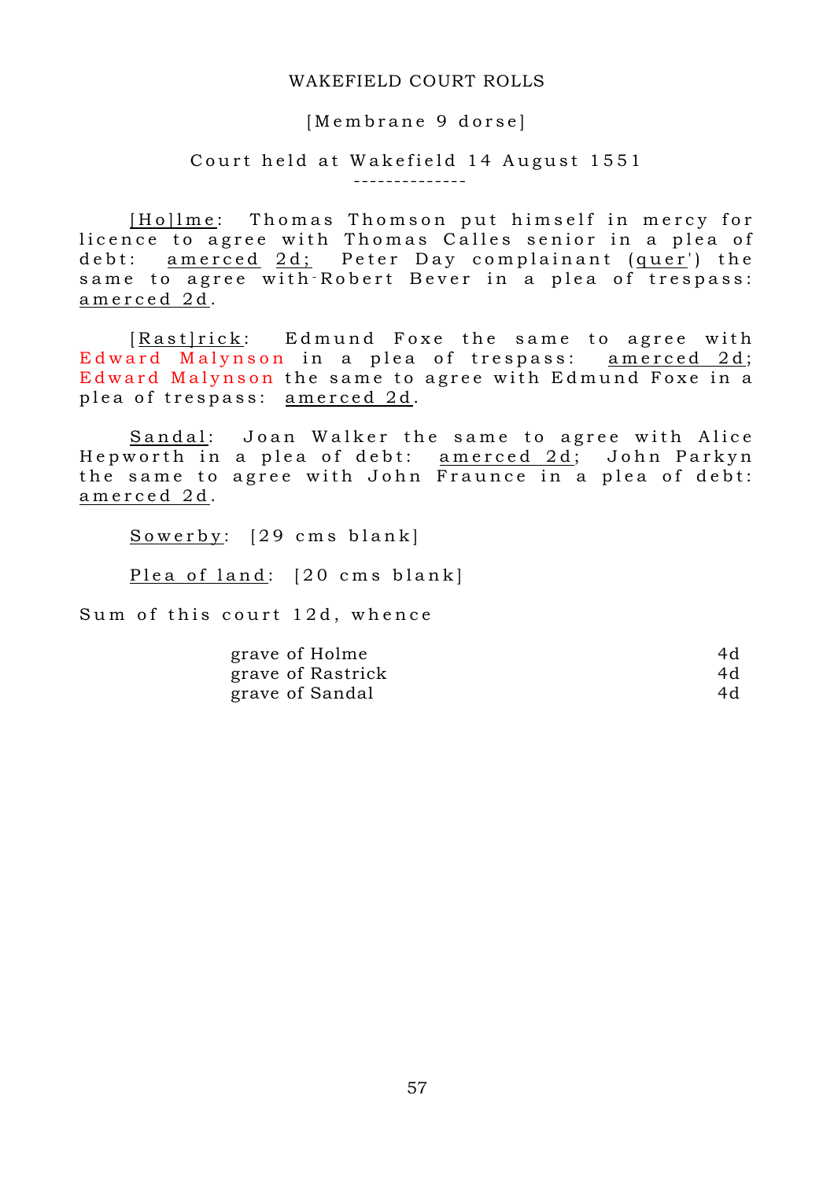[Membrane 9 dorse]

Court held at Wakefield 14 August 1551

--------------

[Ho]lme: Thomas Thomson put himself in mercy for licence to agree with Thomas Calles senior in a plea of debt: amerced 2d; Peter Day complainant (quer') the same to agree with Robert Bever in a plea of trespass: amerced 2d.

[Rast]rick: Edmund Foxe the same to agree with Edward Malynson in a plea of trespass: amerced 2d; Edward Malynson the same to agree with Edmund Foxe in a plea of trespass: amerced 2d.

Sandal: Joan Walker the same to agree with Alice Hepworth in a plea of debt: amerced 2d; John Parkyn the same to agree with John Fraunce in a plea of debt: amerced 2d.

Sowerby: [29 cms blank]

Plea of land: [20 cms blank]

Sum of this court 12d, whence

| | |
|---|---|
| grave of Holme | 4d |
| grave of Rastrick | 4d |
| grave of Sandal | 4d |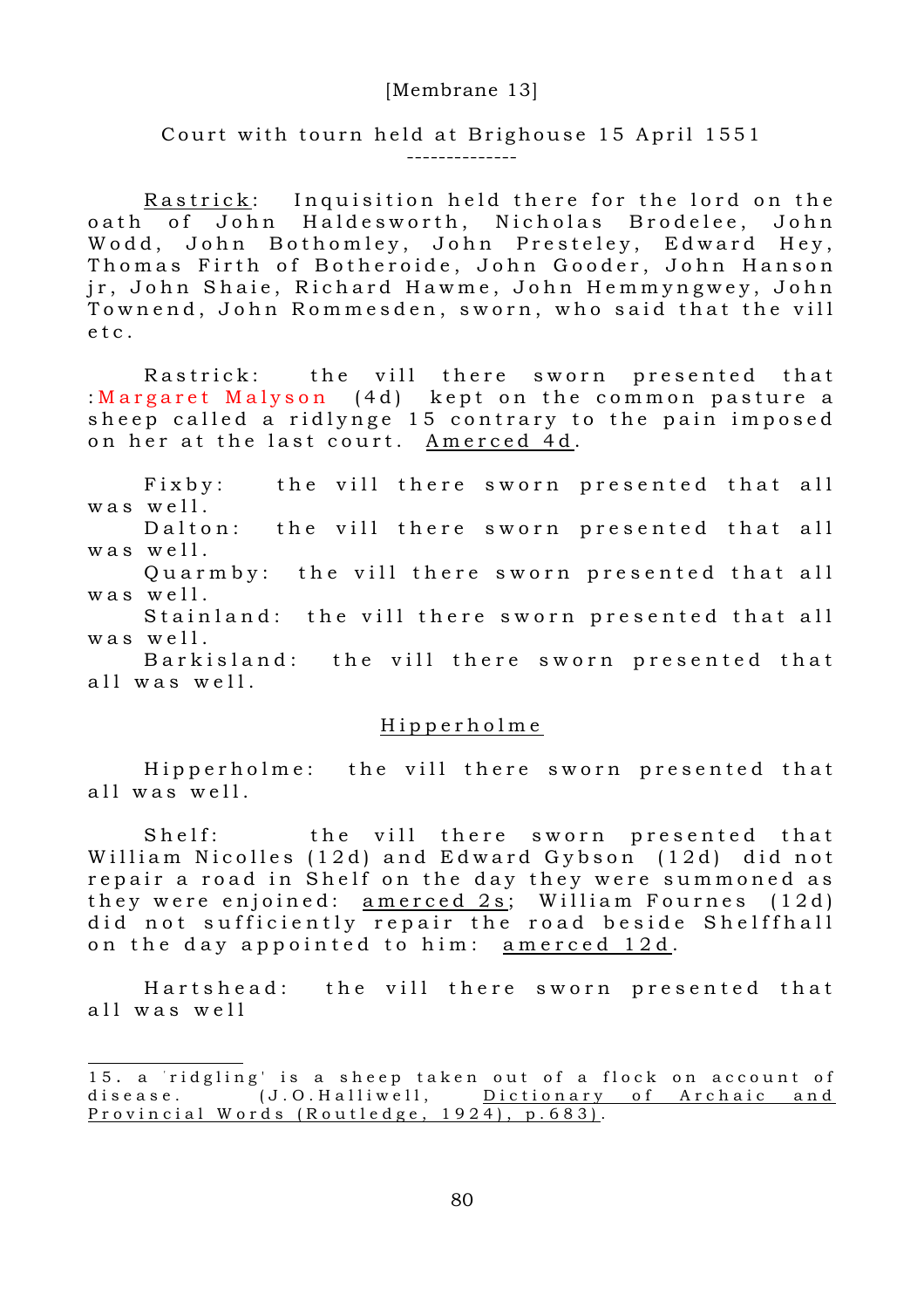[Membrane 13]

Court with tourn held at Brighouse 15 April 1551

--------------

Rastrick: Inquisition held there for the lord on the oath of John Haldesworth, Nicholas Brodelee, John Wodd, John Bothomley, John Presteley, Edward Hey, Thomas Firth of Botheroide, John Gooder, John Hanson jr, John Shaie, Richard Hawme, John Hemmyngwey, John Townend, John Rommesden, sworn, who said that the vill etc.

Rastrick: the vill there sworn presented that :Margaret Malyson (4d) kept on the common pasture a sheep called a ridlynge 15 contrary to the pain imposed on her at the last court. Amerced 4d.

Fixby: the vill there sworn presented that all was well.

Dalton: the vill there sworn presented that all was well.

Quarmby: the vill there sworn presented that all was well.

Stainland: the vill there sworn presented that all was well.

Barkisland: the vill there sworn presented that all was well.

## Hipperholme

Hipperholme: the vill there sworn presented that all was well.

Shelf: the vill there sworn presented that William Nicolles (12d) and Edward Gybson (12d) did not repair a road in Shelf on the day they were summoned as they were enjoined: amerced 2s; William Fournes (12d) did not sufficiently repair the road beside Shelffhall on the day appointed to him: amerced 12d.

Hartshead: the vill there sworn presented that all was well

---

15. a 'ridgling' is a sheep taken out of a flock on account of disease. (J.O.Halliwell, Dictionary of Archaic and Provincial Words (Routledge, 1924), p.683).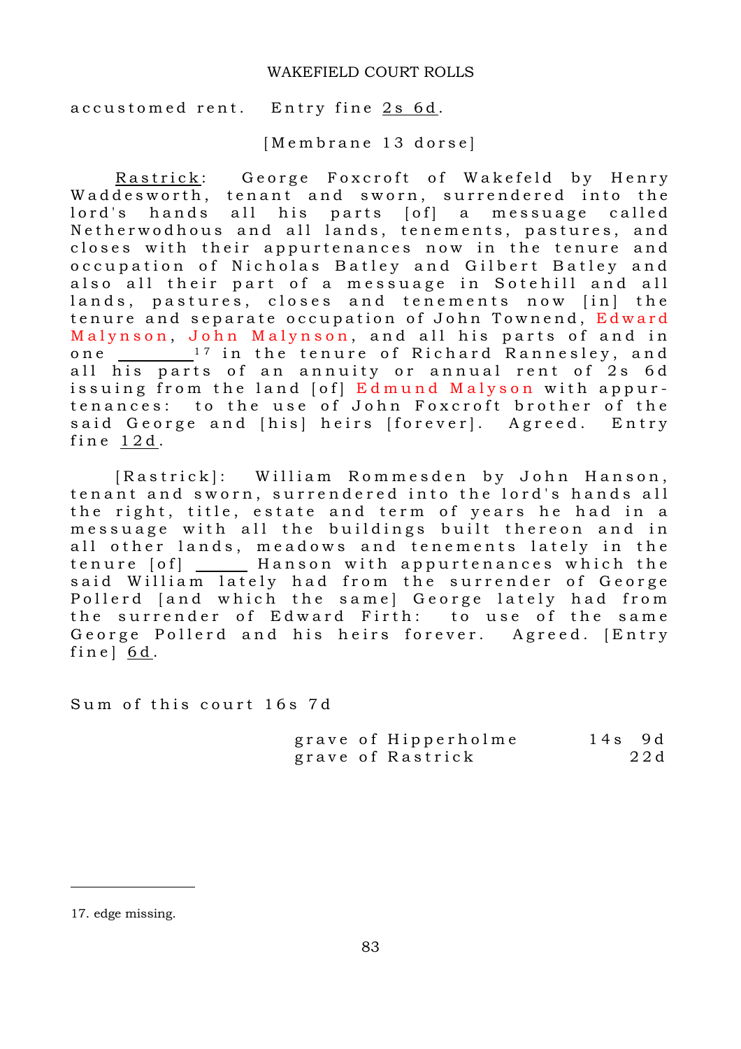accustomed rent. Entry fine 2s 6d.

[Membrane 13 dorse]

Rastrick: George Foxcroft of Wakefeld by Henry Waddesworth, tenant and sworn, surrendered into the lord's hands all his parts [of] a message called Netherwodhous and all lands, tenements, pastures, and closes with their appurtenances now in the tenure and occupation of Nicholas Batley and Gilbert Batley and also all their part of a message in Sotehill and all lands, pastures, closes and tenements now [in] the tenure and separate occupation of John Townend, Edward Malynson, John Malynson, and all his parts of and in one ________[17] in the tenure of Richard Rannesley, and all his parts of an annuity or annual rent of 2s 6d issuing from the land [of] Edmund Malyson with appurtenances: to the use of John Foxcroft brother of the said George and [his] heirs [forever]. Agreed. Entry fine 12d.

[Rastrick]: William Rommesden by John Hanson, tenant and sworn, surrendered into the lord's hands all the right, title, estate and term of years he had in a message with all the buildings built thereon and in all other lands, meadows and tenements lately in the tenure [of] _____ Hanson with appurtenances which the said William lately had from the surrender of George Pollerd [and which the same] George lately had from the surrender of Edward Firth: to use of the same George Pollerd and his heirs forever. Agreed. [Entry fine] 6d.

Sum of this court 16s 7d

| | |
|---|---|
| grave of Hipperholme | 14s 9d |
| grave of Rastrick | 22d |

17. edge missing.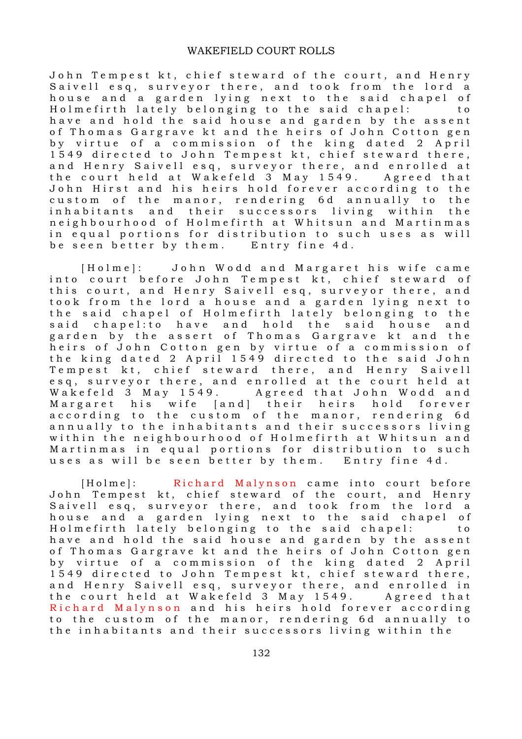John Tempest kt, chief steward of the court, and Henry Saivell esq, surveyor there, and took from the lord a house and a garden lying next to the said chapel of Holmefirth lately belonging to the said chapel: to have and hold the said house and garden by the assent of Thomas Gargrave kt and the heirs of John Cotton gen by virtue of a commission of the king dated 2 April 1549 directed to John Tempest kt, chief steward there, and Henry Saivell esq, surveyor there, and enrolled at the court held at Wakefeld 3 May 1549. Agreed that John Hirst and his heirs hold forever according to the custom of the manor, rendering 6d annually to the inhabitants and their successors living within the neighbourhood of Holmefirth at Whitsun and Martinmas in equal portions for distribution to such uses as will be seen better by them. Entry fine 4d.

[Holme]: John Wodd and Margaret his wife came into court before John Tempest kt, chief steward of this court, and Henry Saivell esq, surveyor there, and took from the lord a house and a garden lying next to the said chapel of Holmefirth lately belonging to the said chapel:to have and hold the said house and garden by the assert of Thomas Gargrave kt and the heirs of John Cotton gen by virtue of a commission of the king dated 2 April 1549 directed to the said John Tempest kt, chief steward there, and Henry Saivell esq, surveyor there, and enrolled at the court held at Wakefeld 3 May 1549. Agreed that John Wodd and Margaret his wife [and] their heirs hold forever according to the custom of the manor, rendering 6d annually to the inhabitants and their successors living within the neighbourhood of Holmefirth at Whitsun and Martinmas in equal portions for distribution to such uses as will be seen better by them. Entry fine 4d.

[Holme]: Richard Malynson came into court before John Tempest kt, chief steward of the court, and Henry Saivell esq, surveyor there, and took from the lord a house and a garden lying next to the said chapel of Holmefirth lately belonging to the said chapel: to have and hold the said house and garden by the assent of Thomas Gargrave kt and the heirs of John Cotton gen by virtue of a commission of the king dated 2 April 1549 directed to John Tempest kt, chief steward there, and Henry Saivell esq, surveyor there, and enrolled in the court held at Wakefeld 3 May 1549. Agreed that Richard Malynson and his heirs hold forever according to the custom of the manor, rendering 6d annually to the inhabitants and their successors living within the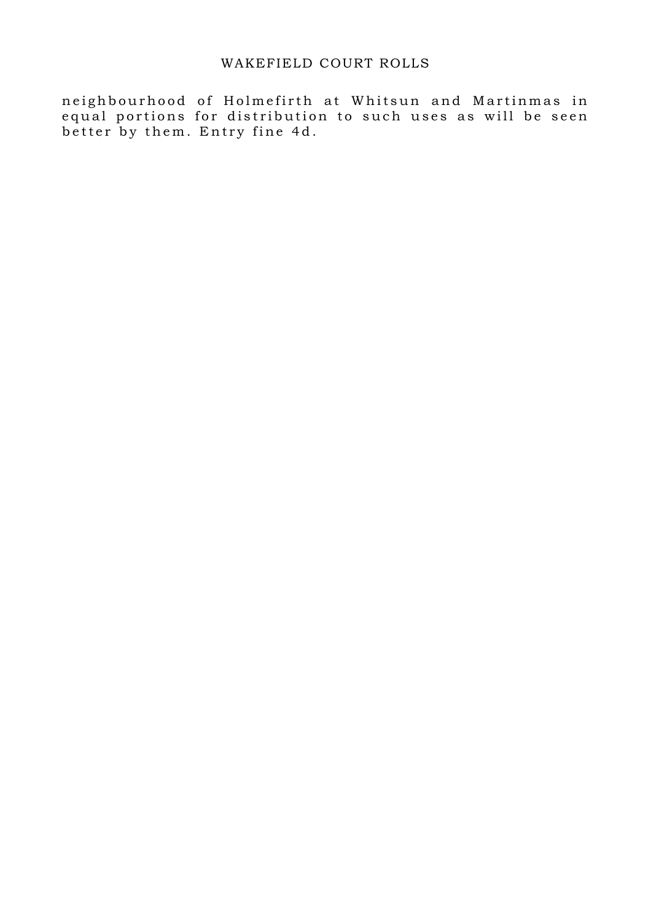neighbourhood of Holmefirth at Whitsun and Martinmas in equal portions for distribution to such uses as will be seen better by them. Entry fine 4d.